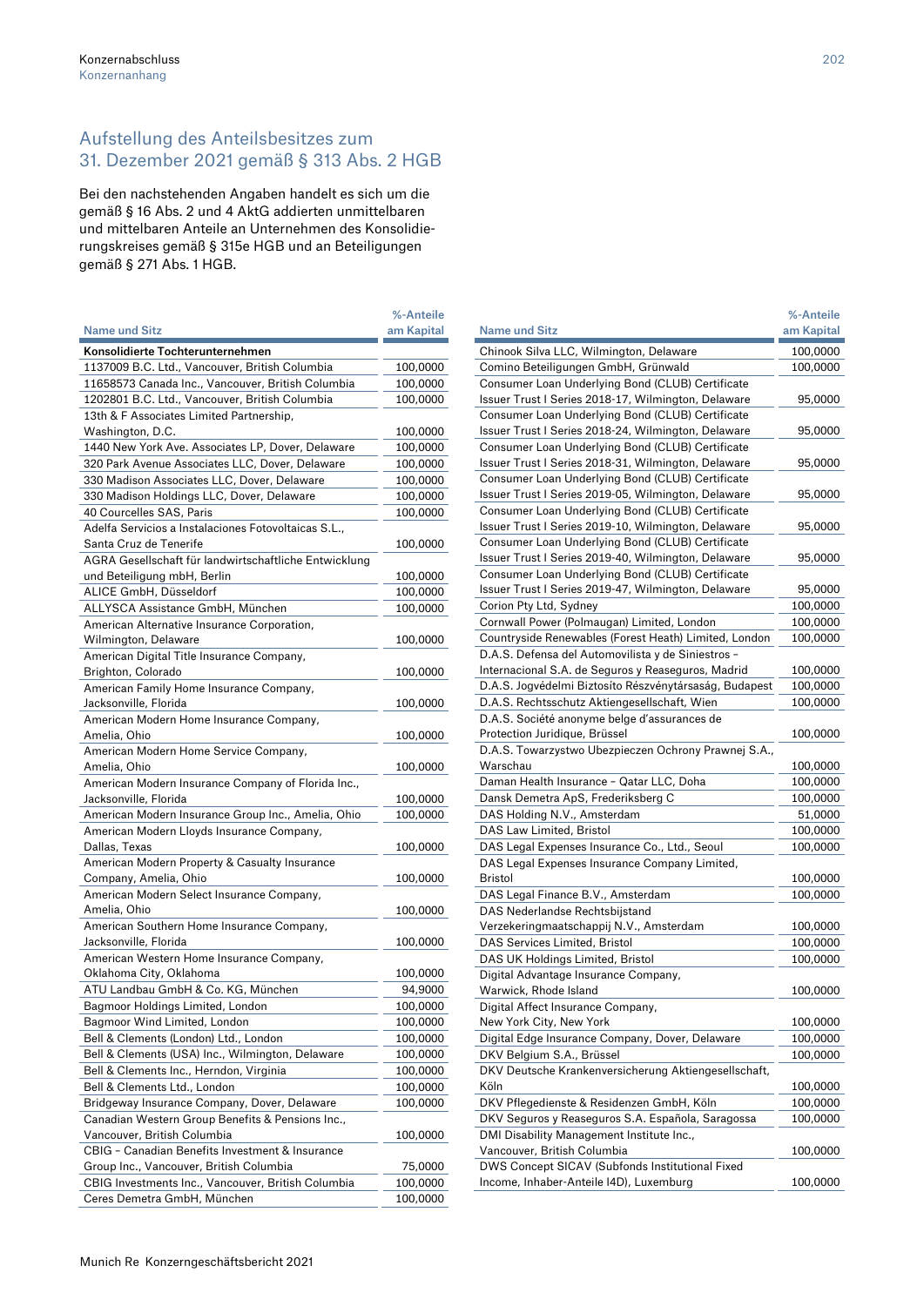## Aufstellung des Anteilsbesitzes zum 31. Dezember 2021 gemäß § 313 Abs. 2 HGB

Bei den nachstehenden Angaben handelt es sich um die gemäß § 16 Abs. 2 und 4 AktG addierten unmittelbaren und mittelbaren Anteile an Unternehmen des Konsolidierungskreises gemäß § 315e HGB und an Beteiligungen gemäß § 271 Abs. 1 HGB.

| Name und Sitz | %-Anteile am Kapital |
|---|---|
| **Konsolidierte Tochterunternehmen** | |
| 1137009 B.C. Ltd., Vancouver, British Columbia | 100,0000 |
| 11658573 Canada Inc., Vancouver, British Columbia | 100,0000 |
| 1202801 B.C. Ltd., Vancouver, British Columbia | 100,0000 |
| 13th & F Associates Limited Partnership, Washington, D.C. | 100,0000 |
| 1440 New York Ave. Associates LP, Dover, Delaware | 100,0000 |
| 320 Park Avenue Associates LLC, Dover, Delaware | 100,0000 |
| 330 Madison Associates LLC, Dover, Delaware | 100,0000 |
| 330 Madison Holdings LLC, Dover, Delaware | 100,0000 |
| 40 Courcelles SAS, Paris | 100,0000 |
| Adelfa Servicios a Instalaciones Fotovoltaicas S.L., Santa Cruz de Tenerife | 100,0000 |
| AGRA Gesellschaft für landwirtschaftliche Entwicklung und Beteiligung mbH, Berlin | 100,0000 |
| ALICE GmbH, Düsseldorf | 100,0000 |
| ALLYSCA Assistance GmbH, München | 100,0000 |
| American Alternative Insurance Corporation, Wilmington, Delaware | 100,0000 |
| American Digital Title Insurance Company, Brighton, Colorado | 100,0000 |
| American Family Home Insurance Company, Jacksonville, Florida | 100,0000 |
| American Modern Home Insurance Company, Amelia, Ohio | 100,0000 |
| American Modern Home Service Company, Amelia, Ohio | 100,0000 |
| American Modern Insurance Company of Florida Inc., Jacksonville, Florida | 100,0000 |
| American Modern Insurance Group Inc., Amelia, Ohio | 100,0000 |
| American Modern Lloyds Insurance Company, Dallas, Texas | 100,0000 |
| American Modern Property & Casualty Insurance Company, Amelia, Ohio | 100,0000 |
| American Modern Select Insurance Company, Amelia, Ohio | 100,0000 |
| American Southern Home Insurance Company, Jacksonville, Florida | 100,0000 |
| American Western Home Insurance Company, Oklahoma City, Oklahoma | 100,0000 |
| ATU Landbau GmbH & Co. KG, München | 94,9000 |
| Bagmoor Holdings Limited, London | 100,0000 |
| Bagmoor Wind Limited, London | 100,0000 |
| Bell & Clements (London) Ltd., London | 100,0000 |
| Bell & Clements (USA) Inc., Wilmington, Delaware | 100,0000 |
| Bell & Clements Inc., Herndon, Virginia | 100,0000 |
| Bell & Clements Ltd., London | 100,0000 |
| Bridgeway Insurance Company, Dover, Delaware | 100,0000 |
| Canadian Western Group Benefits & Pensions Inc., Vancouver, British Columbia | 100,0000 |
| CBIG – Canadian Benefits Investment & Insurance Group Inc., Vancouver, British Columbia | 75,0000 |
| CBIG Investments Inc., Vancouver, British Columbia | 100,0000 |
| Ceres Demetra GmbH, München | 100,0000 |
| Chinook Silva LLC, Wilmington, Delaware | 100,0000 |
| Comino Beteiligungen GmbH, Grünwald | 100,0000 |
| Consumer Loan Underlying Bond (CLUB) Certificate Issuer Trust I Series 2018-17, Wilmington, Delaware | 95,0000 |
| Consumer Loan Underlying Bond (CLUB) Certificate Issuer Trust I Series 2018-24, Wilmington, Delaware | 95,0000 |
| Consumer Loan Underlying Bond (CLUB) Certificate Issuer Trust I Series 2018-31, Wilmington, Delaware | 95,0000 |
| Consumer Loan Underlying Bond (CLUB) Certificate Issuer Trust I Series 2019-05, Wilmington, Delaware | 95,0000 |
| Consumer Loan Underlying Bond (CLUB) Certificate Issuer Trust I Series 2019-10, Wilmington, Delaware | 95,0000 |
| Consumer Loan Underlying Bond (CLUB) Certificate Issuer Trust I Series 2019-40, Wilmington, Delaware | 95,0000 |
| Consumer Loan Underlying Bond (CLUB) Certificate Issuer Trust I Series 2019-47, Wilmington, Delaware | 95,0000 |
| Corion Pty Ltd, Sydney | 100,0000 |
| Cornwall Power (Polmaugan) Limited, London | 100,0000 |
| Countryside Renewables (Forest Heath) Limited, London | 100,0000 |
| D.A.S. Defensa del Automovilista y de Siniestros – Internacional S.A. de Seguros y Reaseguros, Madrid | 100,0000 |
| D.A.S. Jogvédelmi Biztosító Részvénytársaság, Budapest | 100,0000 |
| D.A.S. Rechtsschutz Aktiengesellschaft, Wien | 100,0000 |
| D.A.S. Société anonyme belge d'assurances de Protection Juridique, Brüssel | 100,0000 |
| D.A.S. Towarzystwo Ubezpieczen Ochrony Prawnej S.A., Warschau | 100,0000 |
| Daman Health Insurance – Qatar LLC, Doha | 100,0000 |
| Dansk Demetra ApS, Frederiksberg C | 100,0000 |
| DAS Holding N.V., Amsterdam | 51,0000 |
| DAS Law Limited, Bristol | 100,0000 |
| DAS Legal Expenses Insurance Co., Ltd., Seoul | 100,0000 |
| DAS Legal Expenses Insurance Company Limited, Bristol | 100,0000 |
| DAS Legal Finance B.V., Amsterdam | 100,0000 |
| DAS Nederlandse Rechtsbijstand Verzekeringmaatschappij N.V., Amsterdam | 100,0000 |
| DAS Services Limited, Bristol | 100,0000 |
| DAS UK Holdings Limited, Bristol | 100,0000 |
| Digital Advantage Insurance Company, Warwick, Rhode Island | 100,0000 |
| Digital Affect Insurance Company, New York City, New York | 100,0000 |
| Digital Edge Insurance Company, Dover, Delaware | 100,0000 |
| DKV Belgium S.A., Brüssel | 100,0000 |
| DKV Deutsche Krankenversicherung Aktiengesellschaft, Köln | 100,0000 |
| DKV Pflegedienste & Residenzen GmbH, Köln | 100,0000 |
| DKV Seguros y Reaseguros S.A. Española, Saragossa | 100,0000 |
| DMI Disability Management Institute Inc., Vancouver, British Columbia | 100,0000 |
| DWS Concept SICAV (Subfonds Institutional Fixed Income, Inhaber-Anteile I4D), Luxemburg | 100,0000 |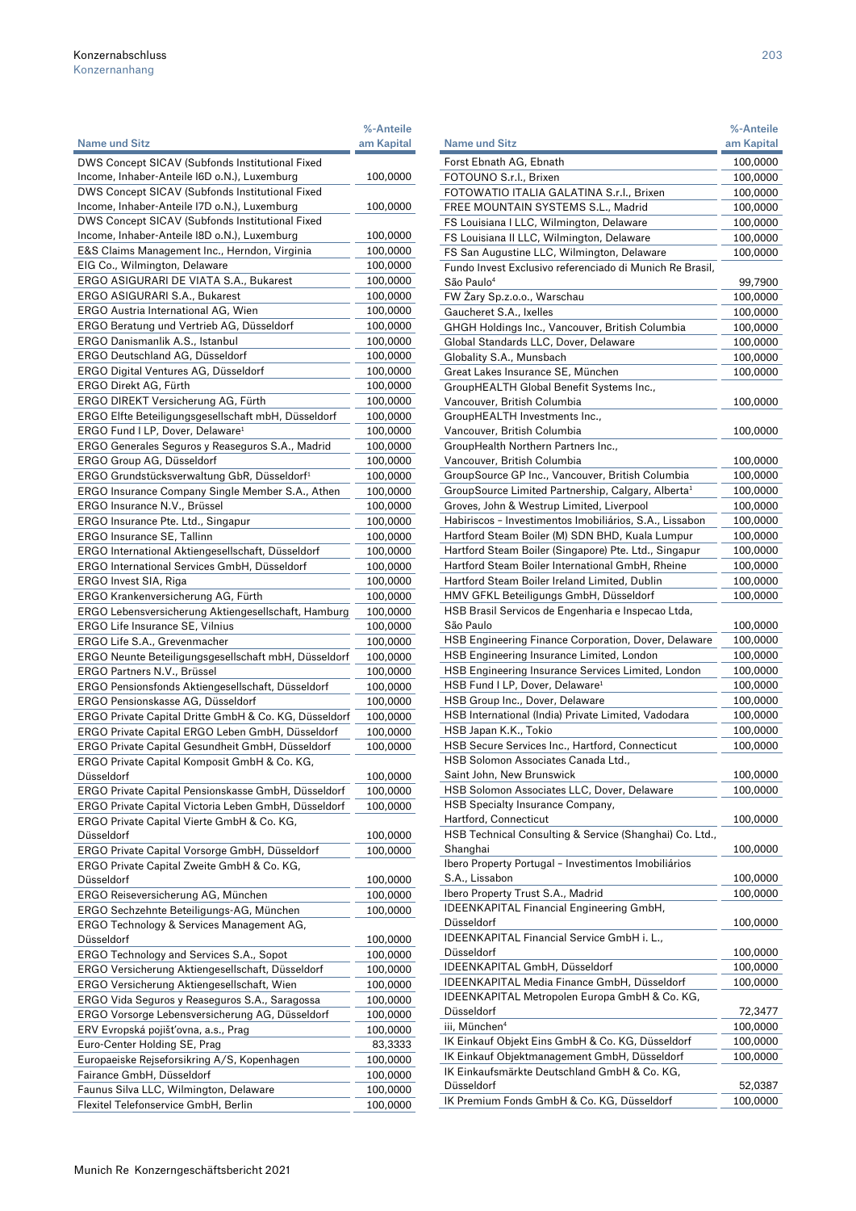| Name und Sitz | %-Anteile am Kapital |
|---|---|
| DWS Concept SICAV (Subfonds Institutional Fixed Income, Inhaber-Anteile I6D o.N.), Luxemburg | 100,0000 |
| DWS Concept SICAV (Subfonds Institutional Fixed Income, Inhaber-Anteile I7D o.N.), Luxemburg | 100,0000 |
| DWS Concept SICAV (Subfonds Institutional Fixed Income, Inhaber-Anteile I8D o.N.), Luxemburg | 100,0000 |
| E&S Claims Management Inc., Herndon, Virginia | 100,0000 |
| EIG Co., Wilmington, Delaware | 100,0000 |
| ERGO ASIGURARI DE VIATA S.A., Bukarest | 100,0000 |
| ERGO ASIGURARI S.A., Bukarest | 100,0000 |
| ERGO Austria International AG, Wien | 100,0000 |
| ERGO Beratung und Vertrieb AG, Düsseldorf | 100,0000 |
| ERGO Danismanlik A.S., Istanbul | 100,0000 |
| ERGO Deutschland AG, Düsseldorf | 100,0000 |
| ERGO Digital Ventures AG, Düsseldorf | 100,0000 |
| ERGO Direkt AG, Fürth | 100,0000 |
| ERGO DIREKT Versicherung AG, Fürth | 100,0000 |
| ERGO Elfte Beteiligungsgesellschaft mbH, Düsseldorf | 100,0000 |
| ERGO Fund I LP, Dover, Delaware[1] | 100,0000 |
| ERGO Generales Seguros y Reaseguros S.A., Madrid | 100,0000 |
| ERGO Group AG, Düsseldorf | 100,0000 |
| ERGO Grundstücksverwaltung GbR, Düsseldorf[1] | 100,0000 |
| ERGO Insurance Company Single Member S.A., Athen | 100,0000 |
| ERGO Insurance N.V., Brüssel | 100,0000 |
| ERGO Insurance Pte. Ltd., Singapur | 100,0000 |
| ERGO Insurance SE, Tallinn | 100,0000 |
| ERGO International Aktiengesellschaft, Düsseldorf | 100,0000 |
| ERGO International Services GmbH, Düsseldorf | 100,0000 |
| ERGO Invest SIA, Riga | 100,0000 |
| ERGO Krankenversicherung AG, Fürth | 100,0000 |
| ERGO Lebensversicherung Aktiengesellschaft, Hamburg | 100,0000 |
| ERGO Life Insurance SE, Vilnius | 100,0000 |
| ERGO Life S.A., Grevenmacher | 100,0000 |
| ERGO Neunte Beteiligungsgesellschaft mbH, Düsseldorf | 100,0000 |
| ERGO Partners N.V., Brüssel | 100,0000 |
| ERGO Pensionsfonds Aktiengesellschaft, Düsseldorf | 100,0000 |
| ERGO Pensionskasse AG, Düsseldorf | 100,0000 |
| ERGO Private Capital Dritte GmbH & Co. KG, Düsseldorf | 100,0000 |
| ERGO Private Capital ERGO Leben GmbH, Düsseldorf | 100,0000 |
| ERGO Private Capital Gesundheit GmbH, Düsseldorf | 100,0000 |
| ERGO Private Capital Komposit GmbH & Co. KG, Düsseldorf | 100,0000 |
| ERGO Private Capital Pensionskasse GmbH, Düsseldorf | 100,0000 |
| ERGO Private Capital Victoria Leben GmbH, Düsseldorf | 100,0000 |
| ERGO Private Capital Vierte GmbH & Co. KG, Düsseldorf | 100,0000 |
| ERGO Private Capital Vorsorge GmbH, Düsseldorf | 100,0000 |
| ERGO Private Capital Zweite GmbH & Co. KG, Düsseldorf | 100,0000 |
| ERGO Reiseversicherung AG, München | 100,0000 |
| ERGO Sechzehnte Beteiligungs-AG, München | 100,0000 |
| ERGO Technology & Services Management AG, Düsseldorf | 100,0000 |
| ERGO Technology and Services S.A., Sopot | 100,0000 |
| ERGO Versicherung Aktiengesellschaft, Düsseldorf | 100,0000 |
| ERGO Versicherung Aktiengesellschaft, Wien | 100,0000 |
| ERGO Vida Seguros y Reaseguros S.A., Saragossa | 100,0000 |
| ERGO Vorsorge Lebensversicherung AG, Düsseldorf | 100,0000 |
| ERV Evropská pojišťovna, a.s., Prag | 100,0000 |
| Euro-Center Holding SE, Prag | 83,3333 |
| Europaeiske Rejseforsikring A/S, Kopenhagen | 100,0000 |
| Fairance GmbH, Düsseldorf | 100,0000 |
| Faunus Silva LLC, Wilmington, Delaware | 100,0000 |
| Flexitel Telefonservice GmbH, Berlin | 100,0000 |
| Forst Ebnath AG, Ebnath | 100,0000 |
| FOTOUNO S.r.l., Brixen | 100,0000 |
| FOTOWATIO ITALIA GALATINA S.r.l., Brixen | 100,0000 |
| FREE MOUNTAIN SYSTEMS S.L., Madrid | 100,0000 |
| FS Louisiana I LLC, Wilmington, Delaware | 100,0000 |
| FS Louisiana II LLC, Wilmington, Delaware | 100,0000 |
| FS San Augustine LLC, Wilmington, Delaware | 100,0000 |
| Fundo Invest Exclusivo referenciado di Munich Re Brasil, São Paulo[4] | 99,7900 |
| FW Żary Sp.z.o.o., Warschau | 100,0000 |
| Gaucheret S.A., Ixelles | 100,0000 |
| GHGH Holdings Inc., Vancouver, British Columbia | 100,0000 |
| Global Standards LLC, Dover, Delaware | 100,0000 |
| Globality S.A., Munsbach | 100,0000 |
| Great Lakes Insurance SE, München | 100,0000 |
| GroupHEALTH Global Benefit Systems Inc., Vancouver, British Columbia | 100,0000 |
| GroupHEALTH Investments Inc., Vancouver, British Columbia | 100,0000 |
| GroupHealth Northern Partners Inc., Vancouver, British Columbia | 100,0000 |
| GroupSource GP Inc., Vancouver, British Columbia | 100,0000 |
| GroupSource Limited Partnership, Calgary, Alberta[1] | 100,0000 |
| Groves, John & Westrup Limited, Liverpool | 100,0000 |
| Habiriscos – Investimentos Imobiliários, S.A., Lissabon | 100,0000 |
| Hartford Steam Boiler (M) SDN BHD, Kuala Lumpur | 100,0000 |
| Hartford Steam Boiler (Singapore) Pte. Ltd., Singapur | 100,0000 |
| Hartford Steam Boiler International GmbH, Rheine | 100,0000 |
| Hartford Steam Boiler Ireland Limited, Dublin | 100,0000 |
| HMV GFKL Beteiligungs GmbH, Düsseldorf | 100,0000 |
| HSB Brasil Servicos de Engenharia e Inspecao Ltda, São Paulo | 100,0000 |
| HSB Engineering Finance Corporation, Dover, Delaware | 100,0000 |
| HSB Engineering Insurance Limited, London | 100,0000 |
| HSB Engineering Insurance Services Limited, London | 100,0000 |
| HSB Fund I LP, Dover, Delaware[1] | 100,0000 |
| HSB Group Inc., Dover, Delaware | 100,0000 |
| HSB International (India) Private Limited, Vadodara | 100,0000 |
| HSB Japan K.K., Tokio | 100,0000 |
| HSB Secure Services Inc., Hartford, Connecticut | 100,0000 |
| HSB Solomon Associates Canada Ltd., Saint John, New Brunswick | 100,0000 |
| HSB Solomon Associates LLC, Dover, Delaware | 100,0000 |
| HSB Specialty Insurance Company, Hartford, Connecticut | 100,0000 |
| HSB Technical Consulting & Service (Shanghai) Co. Ltd., Shanghai | 100,0000 |
| Ibero Property Portugal – Investimentos Imobiliários S.A., Lissabon | 100,0000 |
| Ibero Property Trust S.A., Madrid | 100,0000 |
| IDEENKAPITAL Financial Engineering GmbH, Düsseldorf | 100,0000 |
| IDEENKAPITAL Financial Service GmbH i. L., Düsseldorf | 100,0000 |
| IDEENKAPITAL GmbH, Düsseldorf | 100,0000 |
| IDEENKAPITAL Media Finance GmbH, Düsseldorf | 100,0000 |
| IDEENKAPITAL Metropolen Europa GmbH & Co. KG, Düsseldorf | 72,3477 |
| iii, München[4] | 100,0000 |
| IK Einkauf Objekt Eins GmbH & Co. KG, Düsseldorf | 100,0000 |
| IK Einkauf Objektmanagement GmbH, Düsseldorf | 100,0000 |
| IK Einkaufsmärkte Deutschland GmbH & Co. KG, Düsseldorf | 52,0387 |
| IK Premium Fonds GmbH & Co. KG, Düsseldorf | 100,0000 |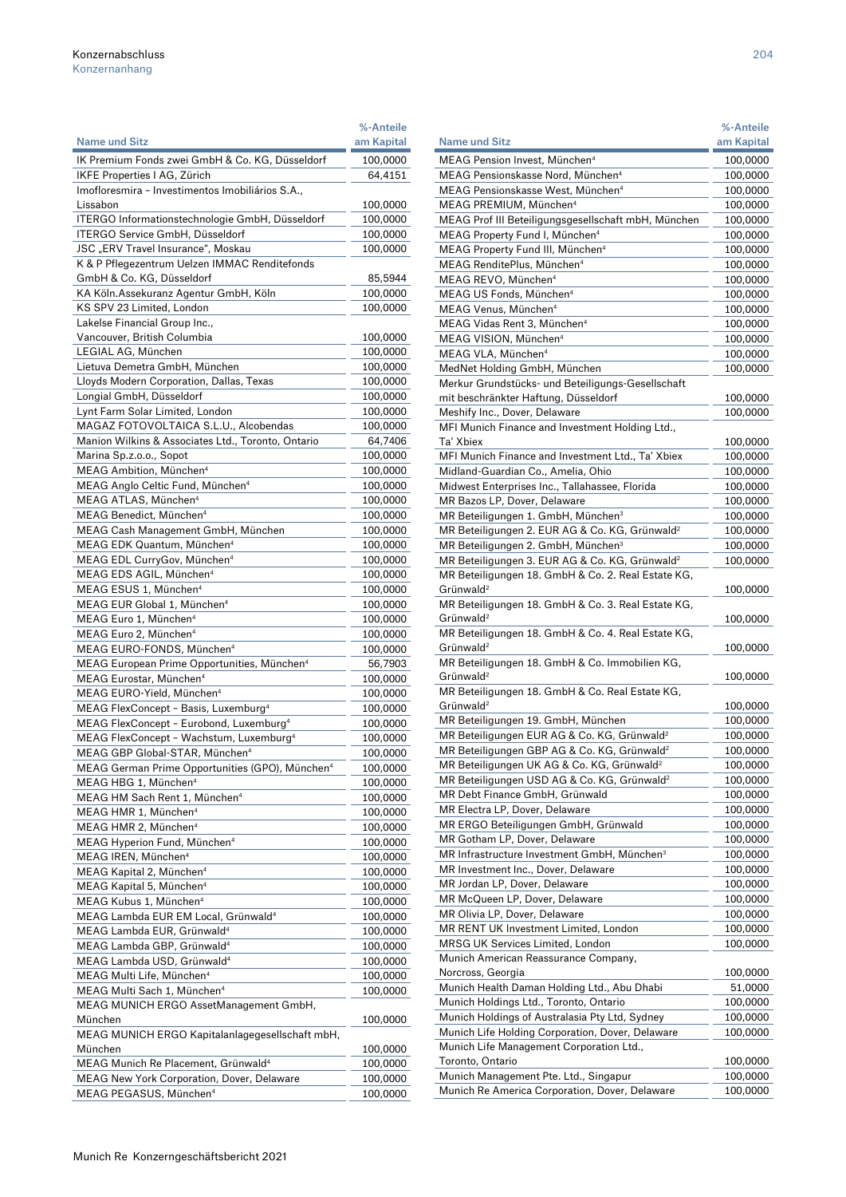| Name und Sitz | %-Anteile am Kapital |
|---|---|
| IK Premium Fonds zwei GmbH & Co. KG, Düsseldorf | 100,0000 |
| IKFE Properties I AG, Zürich | 64,4151 |
| Imofloresmira – Investimentos Imobiliários S.A., Lissabon | 100,0000 |
| ITERGO Informationstechnologie GmbH, Düsseldorf | 100,0000 |
| ITERGO Service GmbH, Düsseldorf | 100,0000 |
| JSC „ERV Travel Insurance", Moskau | 100,0000 |
| K & P Pflegezentrum Uelzen IMMAC Renditefonds GmbH & Co. KG, Düsseldorf | 85,5944 |
| KA Köln.Assekuranz Agentur GmbH, Köln | 100,0000 |
| KS SPV 23 Limited, London | 100,0000 |
| Lakelse Financial Group Inc., Vancouver, British Columbia | 100,0000 |
| LEGIAL AG, München | 100,0000 |
| Lietuva Demetra GmbH, München | 100,0000 |
| Lloyds Modern Corporation, Dallas, Texas | 100,0000 |
| Longial GmbH, Düsseldorf | 100,0000 |
| Lynt Farm Solar Limited, London | 100,0000 |
| MAGAZ FOTOVOLTAICA S.L.U., Alcobendas | 100,0000 |
| Manion Wilkins & Associates Ltd., Toronto, Ontario | 64,7406 |
| Marina Sp.z.o.o., Sopot | 100,0000 |
| MEAG Ambition, München[4] | 100,0000 |
| MEAG Anglo Celtic Fund, München[4] | 100,0000 |
| MEAG ATLAS, München[4] | 100,0000 |
| MEAG Benedict, München[4] | 100,0000 |
| MEAG Cash Management GmbH, München | 100,0000 |
| MEAG EDK Quantum, München[4] | 100,0000 |
| MEAG EDL CurryGov, München[4] | 100,0000 |
| MEAG EDS AGIL, München[4] | 100,0000 |
| MEAG ESUS 1, München[4] | 100,0000 |
| MEAG EUR Global 1, München[4] | 100,0000 |
| MEAG Euro 1, München[4] | 100,0000 |
| MEAG Euro 2, München[4] | 100,0000 |
| MEAG EURO-FONDS, München[4] | 100,0000 |
| MEAG European Prime Opportunities, München[4] | 56,7903 |
| MEAG Eurostar, München[4] | 100,0000 |
| MEAG EURO-Yield, München[4] | 100,0000 |
| MEAG FlexConcept – Basis, Luxemburg[4] | 100,0000 |
| MEAG FlexConcept – Eurobond, Luxemburg[4] | 100,0000 |
| MEAG FlexConcept – Wachstum, Luxemburg[4] | 100,0000 |
| MEAG GBP Global-STAR, München[4] | 100,0000 |
| MEAG German Prime Opportunities (GPO), München[4] | 100,0000 |
| MEAG HBG 1, München[4] | 100,0000 |
| MEAG HM Sach Rent 1, München[4] | 100,0000 |
| MEAG HMR 1, München[4] | 100,0000 |
| MEAG HMR 2, München[4] | 100,0000 |
| MEAG Hyperion Fund, München[4] | 100,0000 |
| MEAG IREN, München[4] | 100,0000 |
| MEAG Kapital 2, München[4] | 100,0000 |
| MEAG Kapital 5, München[4] | 100,0000 |
| MEAG Kubus 1, München[4] | 100,0000 |
| MEAG Lambda EUR EM Local, Grünwald[4] | 100,0000 |
| MEAG Lambda EUR, Grünwald[4] | 100,0000 |
| MEAG Lambda GBP, Grünwald[4] | 100,0000 |
| MEAG Lambda USD, Grünwald[4] | 100,0000 |
| MEAG Multi Life, München[4] | 100,0000 |
| MEAG Multi Sach 1, München[4] | 100,0000 |
| MEAG MUNICH ERGO AssetManagement GmbH, München | 100,0000 |
| MEAG MUNICH ERGO Kapitalanlagegesellschaft mbH, München | 100,0000 |
| MEAG Munich Re Placement, Grünwald[4] | 100,0000 |
| MEAG New York Corporation, Dover, Delaware | 100,0000 |
| MEAG PEGASUS, München[4] | 100,0000 |
| MEAG Pension Invest, München[4] | 100,0000 |
| MEAG Pensionskasse Nord, München[4] | 100,0000 |
| MEAG Pensionskasse West, München[4] | 100,0000 |
| MEAG PREMIUM, München[4] | 100,0000 |
| MEAG Prof III Beteiligungsgesellschaft mbH, München | 100,0000 |
| MEAG Property Fund I, München[4] | 100,0000 |
| MEAG Property Fund III, München[4] | 100,0000 |
| MEAG RenditePlus, München[4] | 100,0000 |
| MEAG REVO, München[4] | 100,0000 |
| MEAG US Fonds, München[4] | 100,0000 |
| MEAG Venus, München[4] | 100,0000 |
| MEAG Vidas Rent 3, München[4] | 100,0000 |
| MEAG VISION, München[4] | 100,0000 |
| MEAG VLA, München[4] | 100,0000 |
| MedNet Holding GmbH, München | 100,0000 |
| Merkur Grundstücks- und Beteiligungs-Gesellschaft mit beschränkter Haftung, Düsseldorf | 100,0000 |
| Meshify Inc., Dover, Delaware | 100,0000 |
| MFI Munich Finance and Investment Holding Ltd., Ta' Xbiex | 100,0000 |
| MFI Munich Finance and Investment Ltd., Ta' Xbiex | 100,0000 |
| Midland-Guardian Co., Amelia, Ohio | 100,0000 |
| Midwest Enterprises Inc., Tallahassee, Florida | 100,0000 |
| MR Bazos LP, Dover, Delaware | 100,0000 |
| MR Beteiligungen 1. GmbH, München[3] | 100,0000 |
| MR Beteiligungen 2. EUR AG & Co. KG, Grünwald[2] | 100,0000 |
| MR Beteiligungen 2. GmbH, München[3] | 100,0000 |
| MR Beteiligungen 3. EUR AG & Co. KG, Grünwald[2] | 100,0000 |
| MR Beteiligungen 18. GmbH & Co. 2. Real Estate KG, Grünwald[2] | 100,0000 |
| MR Beteiligungen 18. GmbH & Co. 3. Real Estate KG, Grünwald[2] | 100,0000 |
| MR Beteiligungen 18. GmbH & Co. 4. Real Estate KG, Grünwald[2] | 100,0000 |
| MR Beteiligungen 18. GmbH & Co. Immobilien KG, Grünwald[2] | 100,0000 |
| MR Beteiligungen 18. GmbH & Co. Real Estate KG, Grünwald[2] | 100,0000 |
| MR Beteiligungen 19. GmbH, München | 100,0000 |
| MR Beteiligungen EUR AG & Co. KG, Grünwald[2] | 100,0000 |
| MR Beteiligungen GBP AG & Co. KG, Grünwald[2] | 100,0000 |
| MR Beteiligungen UK AG & Co. KG, Grünwald[2] | 100,0000 |
| MR Beteiligungen USD AG & Co. KG, Grünwald[2] | 100,0000 |
| MR Debt Finance GmbH, Grünwald | 100,0000 |
| MR Electra LP, Dover, Delaware | 100,0000 |
| MR ERGO Beteiligungen GmbH, Grünwald | 100,0000 |
| MR Gotham LP, Dover, Delaware | 100,0000 |
| MR Infrastructure Investment GmbH, München[3] | 100,0000 |
| MR Investment Inc., Dover, Delaware | 100,0000 |
| MR Jordan LP, Dover, Delaware | 100,0000 |
| MR McQueen LP, Dover, Delaware | 100,0000 |
| MR Olivia LP, Dover, Delaware | 100,0000 |
| MR RENT UK Investment Limited, London | 100,0000 |
| MRSG UK Services Limited, London | 100,0000 |
| Munich American Reassurance Company, Norcross, Georgia | 100,0000 |
| Munich Health Daman Holding Ltd., Abu Dhabi | 51,0000 |
| Munich Holdings Ltd., Toronto, Ontario | 100,0000 |
| Munich Holdings of Australasia Pty Ltd, Sydney | 100,0000 |
| Munich Life Holding Corporation, Dover, Delaware | 100,0000 |
| Munich Life Management Corporation Ltd., Toronto, Ontario | 100,0000 |
| Munich Management Pte. Ltd., Singapur | 100,0000 |
| Munich Re America Corporation, Dover, Delaware | 100,0000 |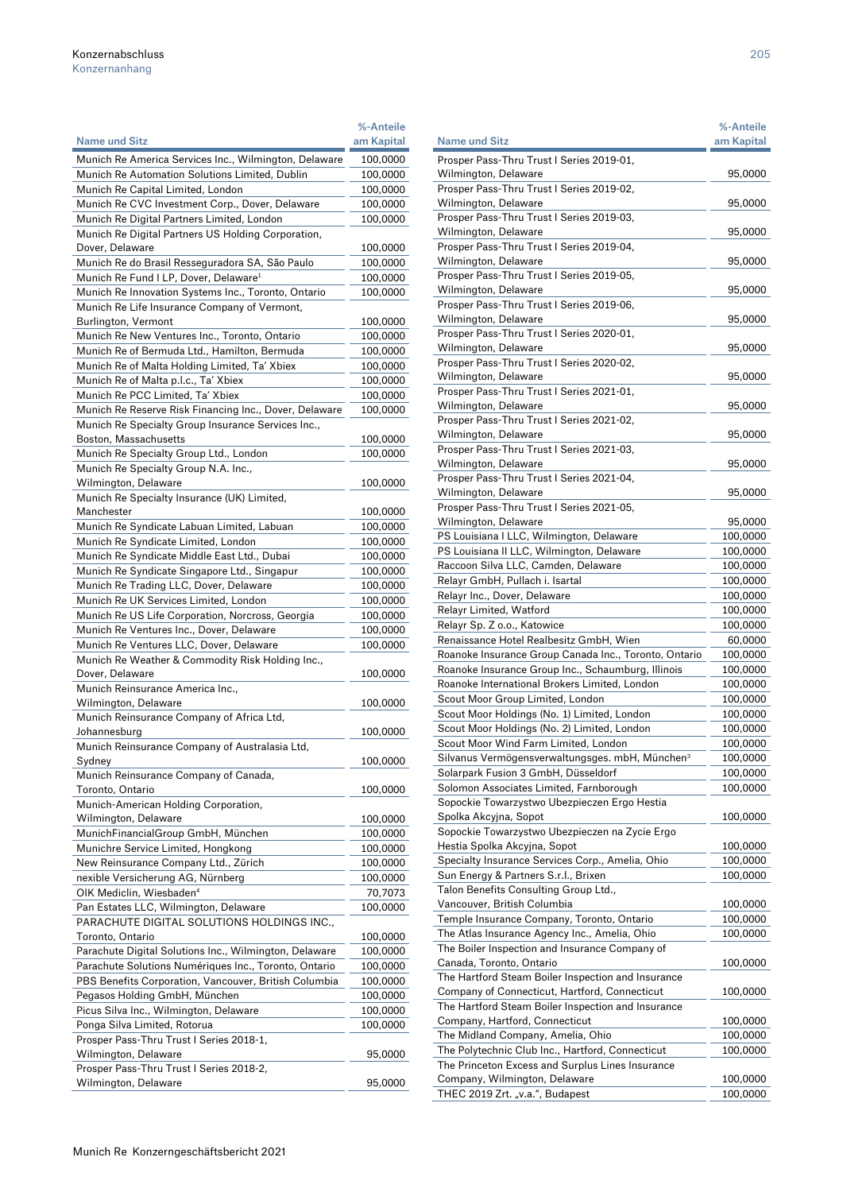| Name und Sitz | %-Anteile am Kapital |
| --- | --- |
| Munich Re America Services Inc., Wilmington, Delaware | 100,0000 |
| Munich Re Automation Solutions Limited, Dublin | 100,0000 |
| Munich Re Capital Limited, London | 100,0000 |
| Munich Re CVC Investment Corp., Dover, Delaware | 100,0000 |
| Munich Re Digital Partners Limited, London | 100,0000 |
| Munich Re Digital Partners US Holding Corporation, Dover, Delaware | 100,0000 |
| Munich Re do Brasil Resseguradora SA, São Paulo | 100,0000 |
| Munich Re Fund I LP, Dover, Delaware[1] | 100,0000 |
| Munich Re Innovation Systems Inc., Toronto, Ontario | 100,0000 |
| Munich Re Life Insurance Company of Vermont, Burlington, Vermont | 100,0000 |
| Munich Re New Ventures Inc., Toronto, Ontario | 100,0000 |
| Munich Re of Bermuda Ltd., Hamilton, Bermuda | 100,0000 |
| Munich Re of Malta Holding Limited, Ta' Xbiex | 100,0000 |
| Munich Re of Malta p.l.c., Ta' Xbiex | 100,0000 |
| Munich Re PCC Limited, Ta' Xbiex | 100,0000 |
| Munich Re Reserve Risk Financing Inc., Dover, Delaware | 100,0000 |
| Munich Re Specialty Group Insurance Services Inc., Boston, Massachusetts | 100,0000 |
| Munich Re Specialty Group Ltd., London | 100,0000 |
| Munich Re Specialty Group N.A. Inc., Wilmington, Delaware | 100,0000 |
| Munich Re Specialty Insurance (UK) Limited, Manchester | 100,0000 |
| Munich Re Syndicate Labuan Limited, Labuan | 100,0000 |
| Munich Re Syndicate Limited, London | 100,0000 |
| Munich Re Syndicate Middle East Ltd., Dubai | 100,0000 |
| Munich Re Syndicate Singapore Ltd., Singapur | 100,0000 |
| Munich Re Trading LLC, Dover, Delaware | 100,0000 |
| Munich Re UK Services Limited, London | 100,0000 |
| Munich Re US Life Corporation, Norcross, Georgia | 100,0000 |
| Munich Re Ventures Inc., Dover, Delaware | 100,0000 |
| Munich Re Ventures LLC, Dover, Delaware | 100,0000 |
| Munich Re Weather & Commodity Risk Holding Inc., Dover, Delaware | 100,0000 |
| Munich Reinsurance America Inc., Wilmington, Delaware | 100,0000 |
| Munich Reinsurance Company of Africa Ltd, Johannesburg | 100,0000 |
| Munich Reinsurance Company of Australasia Ltd, Sydney | 100,0000 |
| Munich Reinsurance Company of Canada, Toronto, Ontario | 100,0000 |
| Munich-American Holding Corporation, Wilmington, Delaware | 100,0000 |
| MunichFinancialGroup GmbH, München | 100,0000 |
| Munichre Service Limited, Hongkong | 100,0000 |
| New Reinsurance Company Ltd., Zürich | 100,0000 |
| nexible Versicherung AG, Nürnberg | 100,0000 |
| OIK Mediclin, Wiesbaden[4] | 70,7073 |
| Pan Estates LLC, Wilmington, Delaware | 100,0000 |
| PARACHUTE DIGITAL SOLUTIONS HOLDINGS INC., Toronto, Ontario | 100,0000 |
| Parachute Digital Solutions Inc., Wilmington, Delaware | 100,0000 |
| Parachute Solutions Numériques Inc., Toronto, Ontario | 100,0000 |
| PBS Benefits Corporation, Vancouver, British Columbia | 100,0000 |
| Pegasos Holding GmbH, München | 100,0000 |
| Picus Silva Inc., Wilmington, Delaware | 100,0000 |
| Ponga Silva Limited, Rotorua | 100,0000 |
| Prosper Pass-Thru Trust I Series 2018-1, Wilmington, Delaware | 95,0000 |
| Prosper Pass-Thru Trust I Series 2018-2, Wilmington, Delaware | 95,0000 |
| Prosper Pass-Thru Trust I Series 2019-01, Wilmington, Delaware | 95,0000 |
| Prosper Pass-Thru Trust I Series 2019-02, Wilmington, Delaware | 95,0000 |
| Prosper Pass-Thru Trust I Series 2019-03, Wilmington, Delaware | 95,0000 |
| Prosper Pass-Thru Trust I Series 2019-04, Wilmington, Delaware | 95,0000 |
| Prosper Pass-Thru Trust I Series 2019-05, Wilmington, Delaware | 95,0000 |
| Prosper Pass-Thru Trust I Series 2019-06, Wilmington, Delaware | 95,0000 |
| Prosper Pass-Thru Trust I Series 2020-01, Wilmington, Delaware | 95,0000 |
| Prosper Pass-Thru Trust I Series 2020-02, Wilmington, Delaware | 95,0000 |
| Prosper Pass-Thru Trust I Series 2021-01, Wilmington, Delaware | 95,0000 |
| Prosper Pass-Thru Trust I Series 2021-02, Wilmington, Delaware | 95,0000 |
| Prosper Pass-Thru Trust I Series 2021-03, Wilmington, Delaware | 95,0000 |
| Prosper Pass-Thru Trust I Series 2021-04, Wilmington, Delaware | 95,0000 |
| Prosper Pass-Thru Trust I Series 2021-05, Wilmington, Delaware | 95,0000 |
| PS Louisiana I LLC, Wilmington, Delaware | 100,0000 |
| PS Louisiana II LLC, Wilmington, Delaware | 100,0000 |
| Raccoon Silva LLC, Camden, Delaware | 100,0000 |
| Relayr GmbH, Pullach i. Isartal | 100,0000 |
| Relayr Inc., Dover, Delaware | 100,0000 |
| Relayr Limited, Watford | 100,0000 |
| Relayr Sp. Z o.o., Katowice | 100,0000 |
| Renaissance Hotel Realbesitz GmbH, Wien | 60,0000 |
| Roanoke Insurance Group Canada Inc., Toronto, Ontario | 100,0000 |
| Roanoke Insurance Group Inc., Schaumburg, Illinois | 100,0000 |
| Roanoke International Brokers Limited, London | 100,0000 |
| Scout Moor Group Limited, London | 100,0000 |
| Scout Moor Holdings (No. 1) Limited, London | 100,0000 |
| Scout Moor Holdings (No. 2) Limited, London | 100,0000 |
| Scout Moor Wind Farm Limited, London | 100,0000 |
| Silvanus Vermögensverwaltungsges. mbH, München[3] | 100,0000 |
| Solarpark Fusion 3 GmbH, Düsseldorf | 100,0000 |
| Solomon Associates Limited, Farnborough | 100,0000 |
| Sopockie Towarzystwo Ubezpieczen Ergo Hestia Spolka Akcyjna, Sopot | 100,0000 |
| Sopockie Towarzystwo Ubezpieczen na Zycie Ergo Hestia Spolka Akcyjna, Sopot | 100,0000 |
| Specialty Insurance Services Corp., Amelia, Ohio | 100,0000 |
| Sun Energy & Partners S.r.l., Brixen | 100,0000 |
| Talon Benefits Consulting Group Ltd., Vancouver, British Columbia | 100,0000 |
| Temple Insurance Company, Toronto, Ontario | 100,0000 |
| The Atlas Insurance Agency Inc., Amelia, Ohio | 100,0000 |
| The Boiler Inspection and Insurance Company of Canada, Toronto, Ontario | 100,0000 |
| The Hartford Steam Boiler Inspection and Insurance Company of Connecticut, Hartford, Connecticut | 100,0000 |
| The Hartford Steam Boiler Inspection and Insurance Company, Hartford, Connecticut | 100,0000 |
| The Midland Company, Amelia, Ohio | 100,0000 |
| The Polytechnic Club Inc., Hartford, Connecticut | 100,0000 |
| The Princeton Excess and Surplus Lines Insurance Company, Wilmington, Delaware | 100,0000 |
| THEC 2019 Zrt. „v.a.", Budapest | 100,0000 |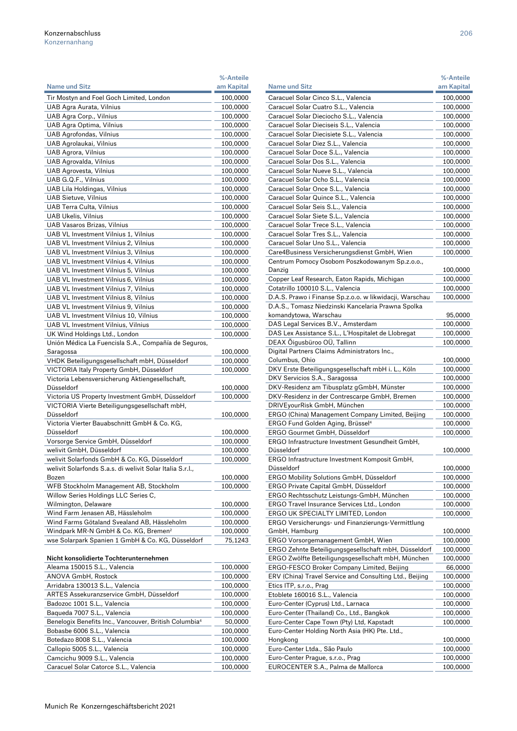| Name und Sitz | %-Anteile am Kapital |
|---|---|
| Tir Mostyn and Foel Goch Limited, London | 100,0000 |
| UAB Agra Aurata, Vilnius | 100,0000 |
| UAB Agra Corp., Vilnius | 100,0000 |
| UAB Agra Optima, Vilnius | 100,0000 |
| UAB Agrofondas, Vilnius | 100,0000 |
| UAB Agrolaukai, Vilnius | 100,0000 |
| UAB Agrora, Vilnius | 100,0000 |
| UAB Agrovalda, Vilnius | 100,0000 |
| UAB Agrovesta, Vilnius | 100,0000 |
| UAB G.Q.F., Vilnius | 100,0000 |
| UAB Lila Holdingas, Vilnius | 100,0000 |
| UAB Sietuve, Vilnius | 100,0000 |
| UAB Terra Culta, Vilnius | 100,0000 |
| UAB Ukelis, Vilnius | 100,0000 |
| UAB Vasaros Brizas, Vilnius | 100,0000 |
| UAB VL Investment Vilnius 1, Vilnius | 100,0000 |
| UAB VL Investment Vilnius 2, Vilnius | 100,0000 |
| UAB VL Investment Vilnius 3, Vilnius | 100,0000 |
| UAB VL Investment Vilnius 4, Vilnius | 100,0000 |
| UAB VL Investment Vilnius 5, Vilnius | 100,0000 |
| UAB VL Investment Vilnius 6, Vilnius | 100,0000 |
| UAB VL Investment Vilnius 7, Vilnius | 100,0000 |
| UAB VL Investment Vilnius 8, Vilnius | 100,0000 |
| UAB VL Investment Vilnius 9, Vilnius | 100,0000 |
| UAB VL Investment Vilnius 10, Vilnius | 100,0000 |
| UAB VL Investment Vilnius, Vilnius | 100,0000 |
| UK Wind Holdings Ltd., London | 100,0000 |
| Unión Médica La Fuencisla S.A., Compañía de Seguros, Saragossa | 100,0000 |
| VHDK Beteiligungsgesellschaft mbH, Düsseldorf | 100,0000 |
| VICTORIA Italy Property GmbH, Düsseldorf | 100,0000 |
| Victoria Lebensversicherung Aktiengesellschaft, Düsseldorf | 100,0000 |
| Victoria US Property Investment GmbH, Düsseldorf | 100,0000 |
| VICTORIA Vierte Beteiligungsgesellschaft mbH, Düsseldorf | 100,0000 |
| Victoria Vierter Bauabschnitt GmbH & Co. KG, Düsseldorf | 100,0000 |
| Vorsorge Service GmbH, Düsseldorf | 100,0000 |
| welivit GmbH, Düsseldorf | 100,0000 |
| welivit Solarfonds GmbH & Co. KG, Düsseldorf | 100,0000 |
| welivit Solarfonds S.a.s. di welivit Solar Italia S.r.l., Bozen | 100,0000 |
| WFB Stockholm Management AB, Stockholm | 100,0000 |
| Willow Series Holdings LLC Series C, Wilmington, Delaware | 100,0000 |
| Wind Farm Jenasen AB, Hässleholm | 100,0000 |
| Wind Farms Götaland Svealand AB, Hässleholm | 100,0000 |
| Windpark MR-N GmbH & Co. KG, Bremen[2] | 100,0000 |
| wse Solarpark Spanien 1 GmbH & Co. KG, Düsseldorf | 75,1243 |

**Nicht konsolidierte Tochterunternehmen**

| Name und Sitz | %-Anteile am Kapital |
|---|---|
| Aleama 150015 S.L., Valencia | 100,0000 |
| ANOVA GmbH, Rostock | 100,0000 |
| Arridabra 130013 S.L., Valencia | 100,0000 |
| ARTES Assekuranzservice GmbH, Düsseldorf | 100,0000 |
| Badozoc 1001 S.L., Valencia | 100,0000 |
| Baqueda 7007 S.L., Valencia | 100,0000 |
| Benelogix Benefits Inc., Vancouver, British Columbia[4] | 50,0000 |
| Bobasbe 6006 S.L., Valencia | 100,0000 |
| Botedazo 8008 S.L., Valencia | 100,0000 |
| Callopio 5005 S.L., Valencia | 100,0000 |
| Camcichu 9009 S.L., Valencia | 100,0000 |
| Caracuel Solar Catorce S.L., Valencia | 100,0000 |
| Caracuel Solar Cinco S.L., Valencia | 100,0000 |
| Caracuel Solar Cuatro S.L., Valencia | 100,0000 |
| Caracuel Solar Dieciocho S.L., Valencia | 100,0000 |
| Caracuel Solar Dieciseis S.L., Valencia | 100,0000 |
| Caracuel Solar Diecisiete S.L., Valencia | 100,0000 |
| Caracuel Solar Diez S.L., Valencia | 100,0000 |
| Caracuel Solar Doce S.L., Valencia | 100,0000 |
| Caracuel Solar Dos S.L., Valencia | 100,0000 |
| Caracuel Solar Nueve S.L., Valencia | 100,0000 |
| Caracuel Solar Ocho S.L., Valencia | 100,0000 |
| Caracuel Solar Once S.L., Valencia | 100,0000 |
| Caracuel Solar Quince S.L., Valencia | 100,0000 |
| Caracuel Solar Seis S.L., Valencia | 100,0000 |
| Caracuel Solar Siete S.L., Valencia | 100,0000 |
| Caracuel Solar Trece S.L., Valencia | 100,0000 |
| Caracuel Solar Tres S.L., Valencia | 100,0000 |
| Caracuel Solar Uno S.L., Valencia | 100,0000 |
| Care4Business Versicherungsdienst GmbH, Wien | 100,0000 |
| Centrum Pomocy Osobom Poszkodowanym Sp.z.o.o., Danzig | 100,0000 |
| Copper Leaf Research, Eaton Rapids, Michigan | 100,0000 |
| Cotatrillo 100010 S.L., Valencia | 100,0000 |
| D.A.S. Prawo i Finanse Sp.z.o.o. w likwidacji, Warschau | 100,0000 |
| D.A.S., Tomasz Niedzinski Kancelaria Prawna Spolka komandytowa, Warschau | 95,0000 |
| DAS Legal Services B.V., Amsterdam | 100,0000 |
| DAS Lex Assistance S.L., L'Hospitalet de Llobregat | 100,0000 |
| DEAX Õigusbüroo OÜ, Tallinn | 100,0000 |
| Digital Partners Claims Administrators Inc., Columbus, Ohio | 100,0000 |
| DKV Erste Beteiligungsgesellschaft mbH i. L., Köln | 100,0000 |
| DKV Servicios S.A., Saragossa | 100,0000 |
| DKV-Residenz am Tibusplatz gGmbH, Münster | 100,0000 |
| DKV-Residenz in der Contrescarpe GmbH, Bremen | 100,0000 |
| DRIVEyourRisk GmbH, München | 100,0000 |
| ERGO (China) Management Company Limited, Beijing | 100,0000 |
| ERGO Fund Golden Aging, Brüssel[4] | 100,0000 |
| ERGO Gourmet GmbH, Düsseldorf | 100,0000 |
| ERGO Infrastructure Investment Gesundheit GmbH, Düsseldorf | 100,0000 |
| ERGO Infrastructure Investment Komposit GmbH, Düsseldorf | 100,0000 |
| ERGO Mobility Solutions GmbH, Düsseldorf | 100,0000 |
| ERGO Private Capital GmbH, Düsseldorf | 100,0000 |
| ERGO Rechtsschutz Leistungs-GmbH, München | 100,0000 |
| ERGO Travel Insurance Services Ltd., London | 100,0000 |
| ERGO UK SPECIALTY LIMITED, London | 100,0000 |
| ERGO Versicherungs- und Finanzierungs-Vermittlung GmbH, Hamburg | 100,0000 |
| ERGO Vorsorgemanagement GmbH, Wien | 100,0000 |
| ERGO Zehnte Beteiligungsgesellschaft mbH, Düsseldorf | 100,0000 |
| ERGO Zwölfte Beteiligungsgesellschaft mbH, München | 100,0000 |
| ERGO-FESCO Broker Company Limited, Beijing | 66,0000 |
| ERV (China) Travel Service and Consulting Ltd., Beijing | 100,0000 |
| Etics ITP, s.r.o., Prag | 100,0000 |
| Etoblete 160016 S.L., Valencia | 100,0000 |
| Euro-Center (Cyprus) Ltd., Larnaca | 100,0000 |
| Euro-Center (Thailand) Co., Ltd., Bangkok | 100,0000 |
| Euro-Center Cape Town (Pty) Ltd, Kapstadt | 100,0000 |
| Euro-Center Holding North Asia (HK) Pte. Ltd., Hongkong | 100,0000 |
| Euro-Center Ltda., São Paulo | 100,0000 |
| Euro-Center Prague, s.r.o., Prag | 100,0000 |
| EUROCENTER S.A., Palma de Mallorca | 100,0000 |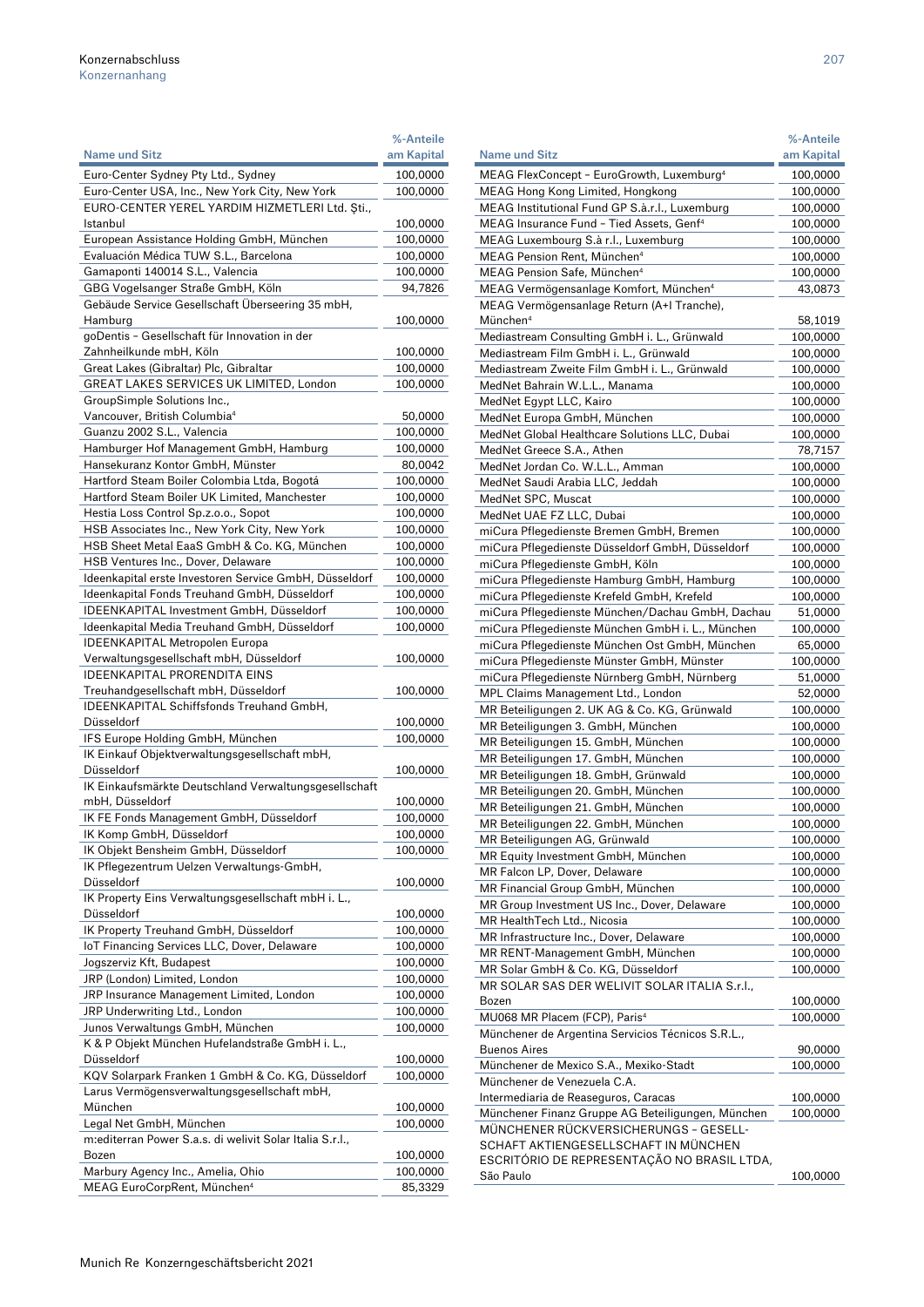| Name und Sitz | %-Anteile am Kapital |
|---|---|
| Euro-Center Sydney Pty Ltd., Sydney | 100,0000 |
| Euro-Center USA, Inc., New York City, New York | 100,0000 |
| EURO-CENTER YEREL YARDIM HIZMETLERI Ltd. Şti., Istanbul | 100,0000 |
| European Assistance Holding GmbH, München | 100,0000 |
| Evaluación Médica TUW S.L., Barcelona | 100,0000 |
| Gamaponti 140014 S.L., Valencia | 100,0000 |
| GBG Vogelsanger Straße GmbH, Köln | 94,7826 |
| Gebäude Service Gesellschaft Überseering 35 mbH, Hamburg | 100,0000 |
| goDentis – Gesellschaft für Innovation in der Zahnheilkunde mbH, Köln | 100,0000 |
| Great Lakes (Gibraltar) Plc, Gibraltar | 100,0000 |
| GREAT LAKES SERVICES UK LIMITED, London | 100,0000 |
| GroupSimple Solutions Inc., Vancouver, British Columbia[4] | 50,0000 |
| Guanzu 2002 S.L., Valencia | 100,0000 |
| Hamburger Hof Management GmbH, Hamburg | 100,0000 |
| Hansekuranz Kontor GmbH, Münster | 80,0042 |
| Hartford Steam Boiler Colombia Ltda, Bogotá | 100,0000 |
| Hartford Steam Boiler UK Limited, Manchester | 100,0000 |
| Hestia Loss Control Sp.z.o.o., Sopot | 100,0000 |
| HSB Associates Inc., New York City, New York | 100,0000 |
| HSB Sheet Metal EaaS GmbH & Co. KG, München | 100,0000 |
| HSB Ventures Inc., Dover, Delaware | 100,0000 |
| Ideenkapital erste Investoren Service GmbH, Düsseldorf | 100,0000 |
| Ideenkapital Fonds Treuhand GmbH, Düsseldorf | 100,0000 |
| IDEENKAPITAL Investment GmbH, Düsseldorf | 100,0000 |
| Ideenkapital Media Treuhand GmbH, Düsseldorf | 100,0000 |
| IDEENKAPITAL Metropolen Europa Verwaltungsgesellschaft mbH, Düsseldorf | 100,0000 |
| IDEENKAPITAL PRORENDITA EINS Treuhandgesellschaft mbH, Düsseldorf | 100,0000 |
| IDEENKAPITAL Schiffsfonds Treuhand GmbH, Düsseldorf | 100,0000 |
| IFS Europe Holding GmbH, München | 100,0000 |
| IK Einkauf Objektverwaltungsgesellschaft mbH, Düsseldorf | 100,0000 |
| IK Einkaufsmärkte Deutschland Verwaltungsgesellschaft mbH, Düsseldorf | 100,0000 |
| IK FE Fonds Management GmbH, Düsseldorf | 100,0000 |
| IK Komp GmbH, Düsseldorf | 100,0000 |
| IK Objekt Bensheim GmbH, Düsseldorf | 100,0000 |
| IK Pflegezentrum Uelzen Verwaltungs-GmbH, Düsseldorf | 100,0000 |
| IK Property Eins Verwaltungsgesellschaft mbH i. L., Düsseldorf | 100,0000 |
| IK Property Treuhand GmbH, Düsseldorf | 100,0000 |
| IoT Financing Services LLC, Dover, Delaware | 100,0000 |
| Jogszerviz Kft, Budapest | 100,0000 |
| JRP (London) Limited, London | 100,0000 |
| JRP Insurance Management Limited, London | 100,0000 |
| JRP Underwriting Ltd., London | 100,0000 |
| Junos Verwaltungs GmbH, München | 100,0000 |
| K & P Objekt München Hufelandstraße GmbH i. L., Düsseldorf | 100,0000 |
| KQV Solarpark Franken 1 GmbH & Co. KG, Düsseldorf | 100,0000 |
| Larus Vermögensverwaltungsgesellschaft mbH, München | 100,0000 |
| Legal Net GmbH, München | 100,0000 |
| m:editerran Power S.a.s. di welivit Solar Italia S.r.l., Bozen | 100,0000 |
| Marbury Agency Inc., Amelia, Ohio | 100,0000 |
| MEAG EuroCorpRent, München[4] | 85,3329 |
| MEAG FlexConcept – EuroGrowth, Luxemburg[4] | 100,0000 |
| MEAG Hong Kong Limited, Hongkong | 100,0000 |
| MEAG Institutional Fund GP S.à.r.l., Luxemburg | 100,0000 |
| MEAG Insurance Fund – Tied Assets, Genf[4] | 100,0000 |
| MEAG Luxembourg S.à r.l., Luxemburg | 100,0000 |
| MEAG Pension Rent, München[4] | 100,0000 |
| MEAG Pension Safe, München[4] | 100,0000 |
| MEAG Vermögensanlage Komfort, München[4] | 43,0873 |
| MEAG Vermögensanlage Return (A+I Tranche), München[4] | 58,1019 |
| Mediastream Consulting GmbH i. L., Grünwald | 100,0000 |
| Mediastream Film GmbH i. L., Grünwald | 100,0000 |
| Mediastream Zweite Film GmbH i. L., Grünwald | 100,0000 |
| MedNet Bahrain W.L.L., Manama | 100,0000 |
| MedNet Egypt LLC, Kairo | 100,0000 |
| MedNet Europa GmbH, München | 100,0000 |
| MedNet Global Healthcare Solutions LLC, Dubai | 100,0000 |
| MedNet Greece S.A., Athen | 78,7157 |
| MedNet Jordan Co. W.L.L., Amman | 100,0000 |
| MedNet Saudi Arabia LLC, Jeddah | 100,0000 |
| MedNet SPC, Muscat | 100,0000 |
| MedNet UAE FZ LLC, Dubai | 100,0000 |
| miCura Pflegedienste Bremen GmbH, Bremen | 100,0000 |
| miCura Pflegedienste Düsseldorf GmbH, Düsseldorf | 100,0000 |
| miCura Pflegedienste GmbH, Köln | 100,0000 |
| miCura Pflegedienste Hamburg GmbH, Hamburg | 100,0000 |
| miCura Pflegedienste Krefeld GmbH, Krefeld | 100,0000 |
| miCura Pflegedienste München/Dachau GmbH, Dachau | 51,0000 |
| miCura Pflegedienste München GmbH i. L., München | 100,0000 |
| miCura Pflegedienste München Ost GmbH, München | 65,0000 |
| miCura Pflegedienste Münster GmbH, Münster | 100,0000 |
| miCura Pflegedienste Nürnberg GmbH, Nürnberg | 51,0000 |
| MPL Claims Management Ltd., London | 52,0000 |
| MR Beteiligungen 2. UK AG & Co. KG, Grünwald | 100,0000 |
| MR Beteiligungen 3. GmbH, München | 100,0000 |
| MR Beteiligungen 15. GmbH, München | 100,0000 |
| MR Beteiligungen 17. GmbH, München | 100,0000 |
| MR Beteiligungen 18. GmbH, Grünwald | 100,0000 |
| MR Beteiligungen 20. GmbH, München | 100,0000 |
| MR Beteiligungen 21. GmbH, München | 100,0000 |
| MR Beteiligungen 22. GmbH, München | 100,0000 |
| MR Beteiligungen AG, Grünwald | 100,0000 |
| MR Equity Investment GmbH, München | 100,0000 |
| MR Falcon LP, Dover, Delaware | 100,0000 |
| MR Financial Group GmbH, München | 100,0000 |
| MR Group Investment US Inc., Dover, Delaware | 100,0000 |
| MR HealthTech Ltd., Nicosia | 100,0000 |
| MR Infrastructure Inc., Dover, Delaware | 100,0000 |
| MR RENT-Management GmbH, München | 100,0000 |
| MR Solar GmbH & Co. KG, Düsseldorf | 100,0000 |
| MR SOLAR SAS DER WELIVIT SOLAR ITALIA S.r.l., Bozen | 100,0000 |
| MU068 MR Placem (FCP), Paris[4] | 100,0000 |
| Münchener de Argentina Servicios Técnicos S.R.L., Buenos Aires | 90,0000 |
| Münchener de Mexico S.A., Mexiko-Stadt | 100,0000 |
| Münchener de Venezuela C.A. Intermediaria de Reaseguros, Caracas | 100,0000 |
| Münchener Finanz Gruppe AG Beteiligungen, München | 100,0000 |
| MÜNCHENER RÜCKVERSICHERUNGS – GESELLSCHAFT AKTIENGESELLSCHAFT IN MÜNCHEN ESCRITÓRIO DE REPRESENTAÇÃO NO BRASIL LTDA, São Paulo | 100,0000 |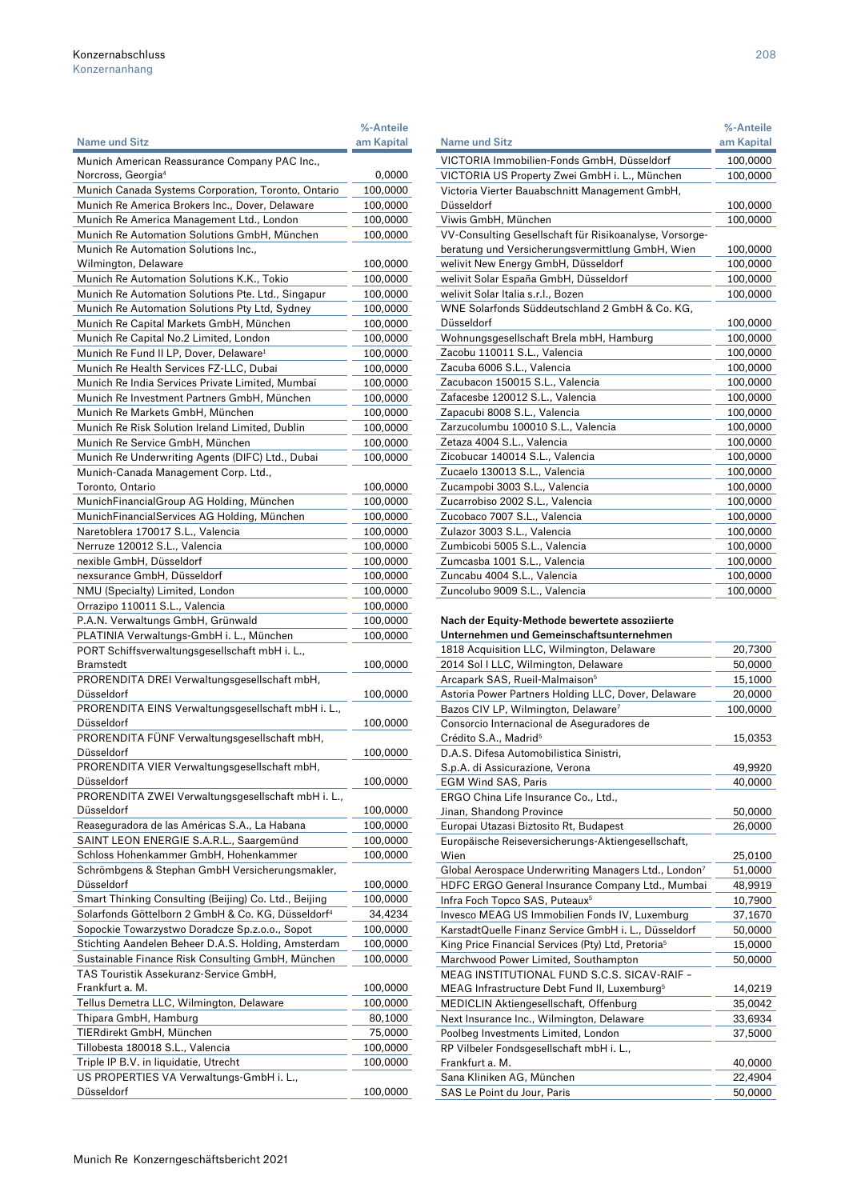| Name und Sitz | %-Anteile am Kapital |
|---|---|
| Munich American Reassurance Company PAC Inc., Norcross, Georgia[4] | 0,0000 |
| Munich Canada Systems Corporation, Toronto, Ontario | 100,0000 |
| Munich Re America Brokers Inc., Dover, Delaware | 100,0000 |
| Munich Re America Management Ltd., London | 100,0000 |
| Munich Re Automation Solutions GmbH, München | 100,0000 |
| Munich Re Automation Solutions Inc., Wilmington, Delaware | 100,0000 |
| Munich Re Automation Solutions K.K., Tokio | 100,0000 |
| Munich Re Automation Solutions Pte. Ltd., Singapur | 100,0000 |
| Munich Re Automation Solutions Pty Ltd, Sydney | 100,0000 |
| Munich Re Capital Markets GmbH, München | 100,0000 |
| Munich Re Capital No.2 Limited, London | 100,0000 |
| Munich Re Fund II LP, Dover, Delaware[1] | 100,0000 |
| Munich Re Health Services FZ-LLC, Dubai | 100,0000 |
| Munich Re India Services Private Limited, Mumbai | 100,0000 |
| Munich Re Investment Partners GmbH, München | 100,0000 |
| Munich Re Markets GmbH, München | 100,0000 |
| Munich Re Risk Solution Ireland Limited, Dublin | 100,0000 |
| Munich Re Service GmbH, München | 100,0000 |
| Munich Re Underwriting Agents (DIFC) Ltd., Dubai | 100,0000 |
| Munich-Canada Management Corp. Ltd., Toronto, Ontario | 100,0000 |
| MunichFinancialGroup AG Holding, München | 100,0000 |
| MunichFinancialServices AG Holding, München | 100,0000 |
| Naretoblera 170017 S.L., Valencia | 100,0000 |
| Nerruze 120012 S.L., Valencia | 100,0000 |
| nexible GmbH, Düsseldorf | 100,0000 |
| nexsurance GmbH, Düsseldorf | 100,0000 |
| NMU (Specialty) Limited, London | 100,0000 |
| Orrazipo 110011 S.L., Valencia | 100,0000 |
| P.A.N. Verwaltungs GmbH, Grünwald | 100,0000 |
| PLATINIA Verwaltungs-GmbH i. L., München | 100,0000 |
| PORT Schiffsverwaltungsgesellschaft mbH i. L., Bramstedt | 100,0000 |
| PRORENDITA DREI Verwaltungsgesellschaft mbH, Düsseldorf | 100,0000 |
| PRORENDITA EINS Verwaltungsgesellschaft mbH i. L., Düsseldorf | 100,0000 |
| PRORENDITA FÜNF Verwaltungsgesellschaft mbH, Düsseldorf | 100,0000 |
| PRORENDITA VIER Verwaltungsgesellschaft mbH, Düsseldorf | 100,0000 |
| PRORENDITA ZWEI Verwaltungsgesellschaft mbH i. L., Düsseldorf | 100,0000 |
| Reaseguradora de las Américas S.A., La Habana | 100,0000 |
| SAINT LEON ENERGIE S.A.R.L., Saargemünd | 100,0000 |
| Schloss Hohenkammer GmbH, Hohenkammer | 100,0000 |
| Schrömbgens & Stephan GmbH Versicherungsmakler, Düsseldorf | 100,0000 |
| Smart Thinking Consulting (Beijing) Co. Ltd., Beijing | 100,0000 |
| Solarfonds Göttelborn 2 GmbH & Co. KG, Düsseldorf[4] | 34,4234 |
| Sopockie Towarzystwo Doradcze Sp.z.o.o., Sopot | 100,0000 |
| Stichting Aandelen Beheer D.A.S. Holding, Amsterdam | 100,0000 |
| Sustainable Finance Risk Consulting GmbH, München | 100,0000 |
| TAS Touristik Assekuranz-Service GmbH, Frankfurt a. M. | 100,0000 |
| Tellus Demetra LLC, Wilmington, Delaware | 100,0000 |
| Thipara GmbH, Hamburg | 80,1000 |
| TIERdirekt GmbH, München | 75,0000 |
| Tillobesta 180018 S.L., Valencia | 100,0000 |
| Triple IP B.V. in liquidatie, Utrecht | 100,0000 |
| US PROPERTIES VA Verwaltungs-GmbH i. L., Düsseldorf | 100,0000 |
| VICTORIA Immobilien-Fonds GmbH, Düsseldorf | 100,0000 |
| VICTORIA US Property Zwei GmbH i. L., München | 100,0000 |
| Victoria Vierter Bauabschnitt Management GmbH, Düsseldorf | 100,0000 |
| Viwis GmbH, München | 100,0000 |
| VV-Consulting Gesellschaft für Risikoanalyse, Vorsorgeberatung und Versicherungsvermittlung GmbH, Wien | 100,0000 |
| welivit New Energy GmbH, Düsseldorf | 100,0000 |
| welivit Solar España GmbH, Düsseldorf | 100,0000 |
| welivit Solar Italia s.r.l., Bozen | 100,0000 |
| WNE Solarfonds Süddeutschland 2 GmbH & Co. KG, Düsseldorf | 100,0000 |
| Wohnungsgesellschaft Brela mbH, Hamburg | 100,0000 |
| Zacobu 110011 S.L., Valencia | 100,0000 |
| Zacuba 6006 S.L., Valencia | 100,0000 |
| Zacubacon 150015 S.L., Valencia | 100,0000 |
| Zafacesbe 120012 S.L., Valencia | 100,0000 |
| Zapacubi 8008 S.L., Valencia | 100,0000 |
| Zarzucolumbu 100010 S.L., Valencia | 100,0000 |
| Zetaza 4004 S.L., Valencia | 100,0000 |
| Zicobucar 140014 S.L., Valencia | 100,0000 |
| Zucaelo 130013 S.L., Valencia | 100,0000 |
| Zucampobi 3003 S.L., Valencia | 100,0000 |
| Zucarrobiso 2002 S.L., Valencia | 100,0000 |
| Zucobaco 7007 S.L., Valencia | 100,0000 |
| Zulazor 3003 S.L., Valencia | 100,0000 |
| Zumbicobi 5005 S.L., Valencia | 100,0000 |
| Zumcasba 1001 S.L., Valencia | 100,0000 |
| Zuncabu 4004 S.L., Valencia | 100,0000 |
| Zuncolubo 9009 S.L., Valencia | 100,0000 |

**Nach der Equity-Methode bewertete assoziierte Unternehmen und Gemeinschaftsunternehmen**

| Name und Sitz | %-Anteile am Kapital |
|---|---|
| 1818 Acquisition LLC, Wilmington, Delaware | 20,7300 |
| 2014 Sol I LLC, Wilmington, Delaware | 50,0000 |
| Arcapark SAS, Rueil-Malmaison[5] | 15,1000 |
| Astoria Power Partners Holding LLC, Dover, Delaware | 20,0000 |
| Bazos CIV LP, Wilmington, Delaware[7] | 100,0000 |
| Consorcio Internacional de Aseguradores de Crédito S.A., Madrid[5] | 15,0353 |
| D.A.S. Difesa Automobilistica Sinistri, S.p.A. di Assicurazione, Verona | 49,9920 |
| EGM Wind SAS, Paris | 40,0000 |
| ERGO China Life Insurance Co., Ltd., Jinan, Shandong Province | 50,0000 |
| Europai Utazasi Biztosito Rt, Budapest | 26,0000 |
| Europäische Reiseversicherungs-Aktiengesellschaft, Wien | 25,0100 |
| Global Aerospace Underwriting Managers Ltd., London[7] | 51,0000 |
| HDFC ERGO General Insurance Company Ltd., Mumbai | 48,9919 |
| Infra Foch Topco SAS, Puteaux[5] | 10,7900 |
| Invesco MEAG US Immobilien Fonds IV, Luxemburg | 37,1670 |
| KarstadtQuelle Finanz Service GmbH i. L., Düsseldorf | 50,0000 |
| King Price Financial Services (Pty) Ltd, Pretoria[5] | 15,0000 |
| Marchwood Power Limited, Southampton | 50,0000 |
| MEAG INSTITUTIONAL FUND S.C.S. SICAV-RAIF – MEAG Infrastructure Debt Fund II, Luxemburg[5] | 14,0219 |
| MEDICLIN Aktiengesellschaft, Offenburg | 35,0042 |
| Next Insurance Inc., Wilmington, Delaware | 33,6934 |
| Poolbeg Investments Limited, London | 37,5000 |
| RP Vilbeler Fondsgesellschaft mbH i. L., Frankfurt a. M. | 40,0000 |
| Sana Kliniken AG, München | 22,4904 |
| SAS Le Point du Jour, Paris | 50,0000 |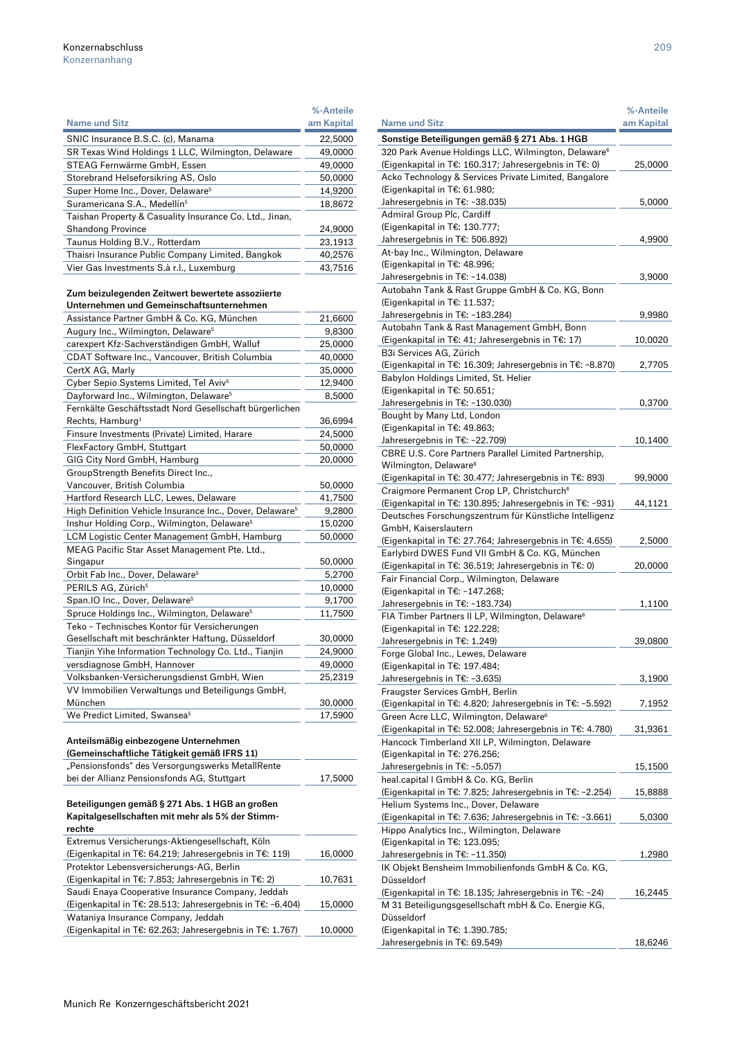| Name und Sitz | %-Anteile am Kapital |
|---|---|
| SNIC Insurance B.S.C. (c), Manama | 22,5000 |
| SR Texas Wind Holdings 1 LLC, Wilmington, Delaware | 49,0000 |
| STEAG Fernwärme GmbH, Essen | 49,0000 |
| Storebrand Helseforsikring AS, Oslo | 50,0000 |
| Super Home Inc., Dover, Delaware[5] | 14,9200 |
| Suramericana S.A., Medellín[5] | 18,8672 |
| Taishan Property & Casualty Insurance Co. Ltd., Jinan, Shandong Province | 24,9000 |
| Taunus Holding B.V., Rotterdam | 23,1913 |
| Thaisri Insurance Public Company Limited, Bangkok | 40,2576 |
| Vier Gas Investments S.à r.l., Luxemburg | 43,7516 |
| **Zum beizulegenden Zeitwert bewertete assoziierte Unternehmen und Gemeinschaftsunternehmen** | |
| Assistance Partner GmbH & Co. KG, München | 21,6600 |
| Augury Inc., Wilmington, Delaware[5] | 9,8300 |
| carexpert Kfz-Sachverständigen GmbH, Walluf | 25,0000 |
| CDAT Software Inc., Vancouver, British Columbia | 40,0000 |
| CertX AG, Marly | 35,0000 |
| Cyber Sepio Systems Limited, Tel Aviv[5] | 12,9400 |
| Dayforward Inc., Wilmington, Delaware[5] | 8,5000 |
| Fernkälte Geschäftsstadt Nord Gesellschaft bürgerlichen Rechts, Hamburg[1] | 36,6994 |
| Finsure Investments (Private) Limited, Harare | 24,5000 |
| FlexFactory GmbH, Stuttgart | 50,0000 |
| GIG City Nord GmbH, Hamburg | 20,0000 |
| GroupStrength Benefits Direct Inc., Vancouver, British Columbia | 50,0000 |
| Hartford Research LLC, Lewes, Delaware | 41,7500 |
| High Definition Vehicle Insurance Inc., Dover, Delaware[5] | 9,2800 |
| Inshur Holding Corp., Wilmington, Delaware[5] | 15,0200 |
| LCM Logistic Center Management GmbH, Hamburg | 50,0000 |
| MEAG Pacific Star Asset Management Pte. Ltd., Singapur | 50,0000 |
| Orbit Fab Inc., Dover, Delaware[5] | 5,2700 |
| PERILS AG, Zürich[5] | 10,0000 |
| Span.IO Inc., Dover, Delaware[5] | 9,1700 |
| Spruce Holdings Inc., Wilmington, Delaware[5] | 11,7500 |
| Teko – Technisches Kontor für Versicherungen Gesellschaft mit beschränkter Haftung, Düsseldorf | 30,0000 |
| Tianjin Yihe Information Technology Co. Ltd., Tianjin | 24,9000 |
| versdiagnose GmbH, Hannover | 49,0000 |
| Volksbanken-Versicherungsdienst GmbH, Wien | 25,2319 |
| VV Immobilien Verwaltungs und Beteiligungs GmbH, München | 30,0000 |
| We Predict Limited, Swansea[5] | 17,5900 |
| **Anteilsmäßig einbezogene Unternehmen (Gemeinschaftliche Tätigkeit gemäß IFRS 11)** | |
| „Pensionsfonds" des Versorgungswerks MetallRente bei der Allianz Pensionsfonds AG, Stuttgart | 17,5000 |
| **Beteiligungen gemäß § 271 Abs. 1 HGB an großen Kapitalgesellschaften mit mehr als 5% der Stimmrechte** | |
| Extremus Versicherungs-Aktiengesellschaft, Köln (Eigenkapital in T€: 64.219; Jahresergebnis in T€: 119) | 16,0000 |
| Protektor Lebensversicherungs-AG, Berlin (Eigenkapital in T€: 7.853; Jahresergebnis in T€: 2) | 10,7631 |
| Saudi Enaya Cooperative Insurance Company, Jeddah (Eigenkapital in T€: 28.513; Jahresergebnis in T€: –6.404) | 15,0000 |
| Wataniya Insurance Company, Jeddah (Eigenkapital in T€: 62.263; Jahresergebnis in T€: 1.767) | 10,0000 |

| Name und Sitz | %-Anteile am Kapital |
|---|---|
| **Sonstige Beteiligungen gemäß § 271 Abs. 1 HGB** | |
| 320 Park Avenue Holdings LLC, Wilmington, Delaware[6] (Eigenkapital in T€: 160.317; Jahresergebnis in T€: 0) | 25,0000 |
| Acko Technology & Services Private Limited, Bangalore (Eigenkapital in T€: 61.980; Jahresergebnis in T€: –38.035) | 5,0000 |
| Admiral Group Plc, Cardiff (Eigenkapital in T€: 130.777; Jahresergebnis in T€: 506.892) | 4,9900 |
| At-bay Inc., Wilmington, Delaware (Eigenkapital in T€: 48.996; Jahresergebnis in T€: –14.038) | 3,9000 |
| Autobahn Tank & Rast Gruppe GmbH & Co. KG, Bonn (Eigenkapital in T€: 11.537; Jahresergebnis in T€: –183.284) | 9,9980 |
| Autobahn Tank & Rast Management GmbH, Bonn (Eigenkapital in T€: 41; Jahresergebnis in T€: 17) | 10,0020 |
| B3i Services AG, Zürich (Eigenkapital in T€: 16.309; Jahresergebnis in T€: –8.870) | 2,7705 |
| Babylon Holdings Limited, St. Helier (Eigenkapital in T€: 50.651; Jahresergebnis in T€: –130.030) | 0,3700 |
| Bought by Many Ltd, London (Eigenkapital in T€: 49.863; Jahresergebnis in T€: –22.709) | 10,1400 |
| CBRE U.S. Core Partners Parallel Limited Partnership, Wilmington, Delaware[6] (Eigenkapital in T€: 30.477; Jahresergebnis in T€: 893) | 99,9000 |
| Craigmore Permanent Crop LP, Christchurch[6] (Eigenkapital in T€: 130.895; Jahresergebnis in T€: –931) | 44,1121 |
| Deutsches Forschungszentrum für Künstliche Intelligenz GmbH, Kaiserslautern (Eigenkapital in T€: 27.764; Jahresergebnis in T€: 4.655) | 2,5000 |
| Earlybird DWES Fund VII GmbH & Co. KG, München (Eigenkapital in T€: 36.519; Jahresergebnis in T€: 0) | 20,0000 |
| Fair Financial Corp., Wilmington, Delaware (Eigenkapital in T€: –147.268; Jahresergebnis in T€: –183.734) | 1,1100 |
| FIA Timber Partners II LP, Wilmington, Delaware[6] (Eigenkapital in T€: 122.228; Jahresergebnis in T€: 1.249) | 39,0800 |
| Forge Global Inc., Lewes, Delaware (Eigenkapital in T€: 197.484; Jahresergebnis in T€: –3.635) | 3,1900 |
| Fraugster Services GmbH, Berlin (Eigenkapital in T€: 4.820; Jahresergebnis in T€: –5.592) | 7,1952 |
| Green Acre LLC, Wilmington, Delaware[6] (Eigenkapital in T€: 52.008; Jahresergebnis in T€: 4.780) | 31,9361 |
| Hancock Timberland XII LP, Wilmington, Delaware (Eigenkapital in T€: 276.256; Jahresergebnis in T€: –5.057) | 15,1500 |
| heal.capital I GmbH & Co. KG, Berlin (Eigenkapital in T€: 7.825; Jahresergebnis in T€: –2.254) | 15,8888 |
| Helium Systems Inc., Dover, Delaware (Eigenkapital in T€: 7.636; Jahresergebnis in T€: –3.661) | 5,0300 |
| Hippo Analytics Inc., Wilmington, Delaware (Eigenkapital in T€: 123.095; Jahresergebnis in T€: –11.350) | 1,2980 |
| IK Objekt Bensheim Immobilienfonds GmbH & Co. KG, Düsseldorf (Eigenkapital in T€: 18.135; Jahresergebnis in T€: –24) | 16,2445 |
| M 31 Beteiligungsgesellschaft mbH & Co. Energie KG, Düsseldorf (Eigenkapital in T€: 1.390.785; Jahresergebnis in T€: 69.549) | 18,6246 |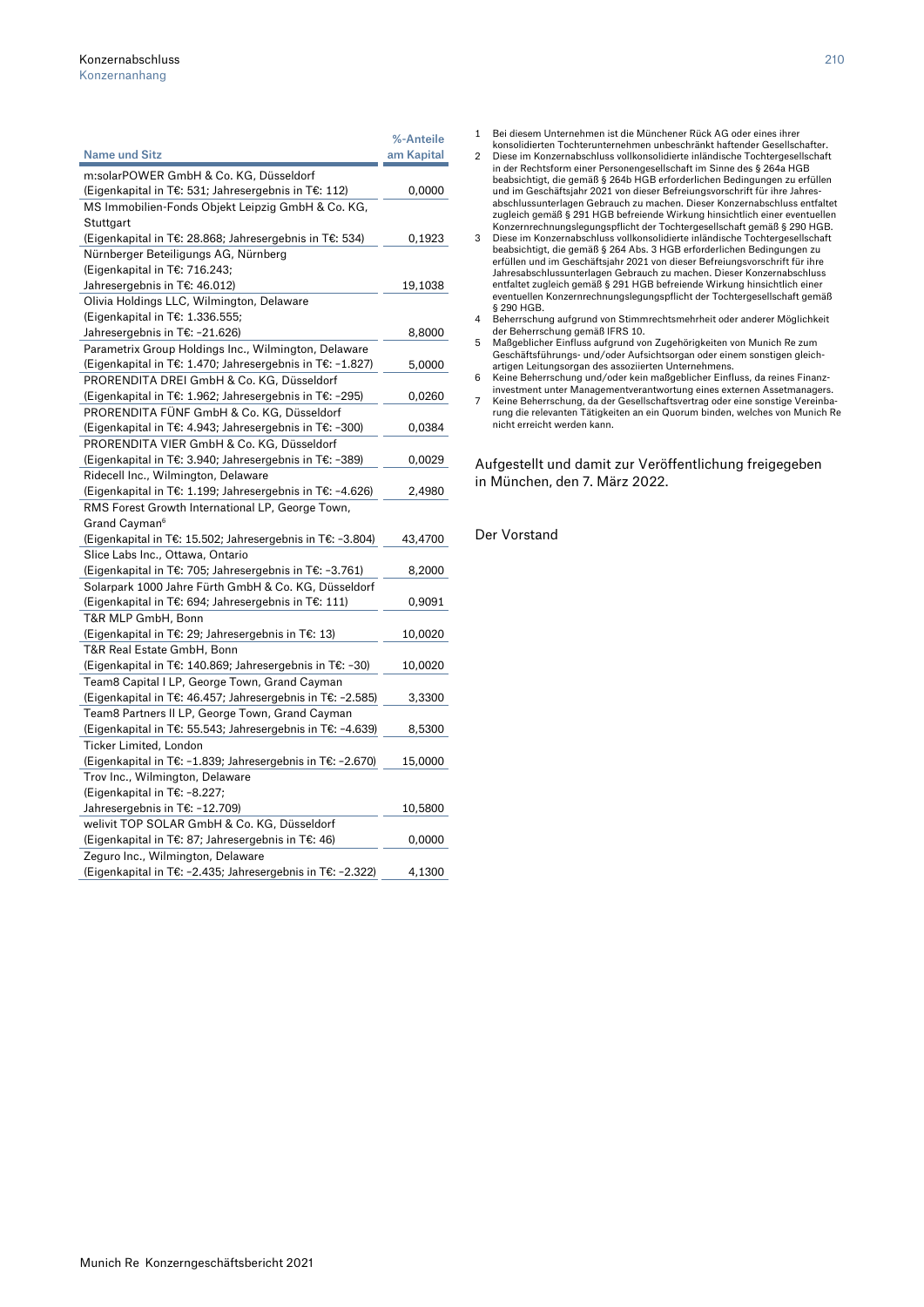| Name und Sitz | %-Anteile am Kapital |
|---|---|
| m:solarPOWER GmbH & Co. KG, Düsseldorf (Eigenkapital in T€: 531; Jahresergebnis in T€: 112) | 0,0000 |
| MS Immobilien-Fonds Objekt Leipzig GmbH & Co. KG, Stuttgart (Eigenkapital in T€: 28.868; Jahresergebnis in T€: 534) | 0,1923 |
| Nürnberger Beteiligungs AG, Nürnberg (Eigenkapital in T€: 716.243; Jahresergebnis in T€: 46.012) | 19,1038 |
| Olivia Holdings LLC, Wilmington, Delaware (Eigenkapital in T€: 1.336.555; Jahresergebnis in T€: –21.626) | 8,8000 |
| Parametrix Group Holdings Inc., Wilmington, Delaware (Eigenkapital in T€: 1.470; Jahresergebnis in T€: –1.827) | 5,0000 |
| PRORENDITA DREI GmbH & Co. KG, Düsseldorf (Eigenkapital in T€: 1.962; Jahresergebnis in T€: –295) | 0,0260 |
| PRORENDITA FÜNF GmbH & Co. KG, Düsseldorf (Eigenkapital in T€: 4.943; Jahresergebnis in T€: –300) | 0,0384 |
| PRORENDITA VIER GmbH & Co. KG, Düsseldorf (Eigenkapital in T€: 3.940; Jahresergebnis in T€: –389) | 0,0029 |
| Ridecell Inc., Wilmington, Delaware (Eigenkapital in T€: 1.199; Jahresergebnis in T€: –4.626) | 2,4980 |
| RMS Forest Growth International LP, George Town, Grand Cayman[6] (Eigenkapital in T€: 15.502; Jahresergebnis in T€: –3.804) | 43,4700 |
| Slice Labs Inc., Ottawa, Ontario (Eigenkapital in T€: 705; Jahresergebnis in T€: –3.761) | 8,2000 |
| Solarpark 1000 Jahre Fürth GmbH & Co. KG, Düsseldorf (Eigenkapital in T€: 694; Jahresergebnis in T€: 111) | 0,9091 |
| T&R MLP GmbH, Bonn (Eigenkapital in T€: 29; Jahresergebnis in T€: 13) | 10,0020 |
| T&R Real Estate GmbH, Bonn (Eigenkapital in T€: 140.869; Jahresergebnis in T€: –30) | 10,0020 |
| Team8 Capital I LP, George Town, Grand Cayman (Eigenkapital in T€: 46.457; Jahresergebnis in T€: –2.585) | 3,3300 |
| Team8 Partners II LP, George Town, Grand Cayman (Eigenkapital in T€: 55.543; Jahresergebnis in T€: –4.639) | 8,5300 |
| Ticker Limited, London (Eigenkapital in T€: –1.839; Jahresergebnis in T€: –2.670) | 15,0000 |
| Trov Inc., Wilmington, Delaware (Eigenkapital in T€: –8.227; Jahresergebnis in T€: –12.709) | 10,5800 |
| welivit TOP SOLAR GmbH & Co. KG, Düsseldorf (Eigenkapital in T€: 87; Jahresergebnis in T€: 46) | 0,0000 |
| Zeguro Inc., Wilmington, Delaware (Eigenkapital in T€: –2.435; Jahresergebnis in T€: –2.322) | 4,1300 |

1 Bei diesem Unternehmen ist die Münchener Rück AG oder eines ihrer konsolidierten Tochterunternehmen unbeschränkt haftender Gesellschafter.
2 Diese im Konzernabschluss vollkonsolidierte inländische Tochtergesellschaft in der Rechtsform einer Personengesellschaft im Sinne des § 264a HGB beabsichtigt, die gemäß § 264b HGB erforderlichen Bedingungen zu erfüllen und im Geschäftsjahr 2021 von dieser Befreiungsvorschrift für ihre Jahresabschlussunterlagen Gebrauch zu machen. Dieser Konzernabschluss entfaltet zugleich gemäß § 291 HGB befreiende Wirkung hinsichtlich einer eventuellen Konzernrechnungslegungspflicht der Tochtergesellschaft gemäß § 290 HGB.
3 Diese im Konzernabschluss vollkonsolidierte inländische Tochtergesellschaft beabsichtigt, die gemäß § 264 Abs. 3 HGB erforderlichen Bedingungen zu erfüllen und im Geschäftsjahr 2021 von dieser Befreiungsvorschrift für ihre Jahresabschlussunterlagen Gebrauch zu machen. Dieser Konzernabschluss entfaltet zugleich gemäß § 291 HGB befreiende Wirkung hinsichtlich einer eventuellen Konzernrechnungslegungspflicht der Tochtergesellschaft gemäß § 290 HGB.
4 Beherrschung aufgrund von Stimmrechtsmehrheit oder anderer Möglichkeit der Beherrschung gemäß IFRS 10.
5 Maßgeblicher Einfluss aufgrund von Zugehörigkeiten von Munich Re zum Geschäftsführungs- und/oder Aufsichtsorgan oder einem sonstigen gleichartigen Leitungsorgan des assoziierten Unternehmens.
6 Keine Beherrschung und/oder kein maßgeblicher Einfluss, da reines Finanzinvestment unter Managementverantwortung eines externen Assetmanagers.
7 Keine Beherrschung, da der Gesellschaftsvertrag oder eine sonstige Vereinbarung die relevanten Tätigkeiten an ein Quorum binden, welches von Munich Re nicht erreicht werden kann.

Aufgestellt und damit zur Veröffentlichung freigegeben in München, den 7. März 2022.

Der Vorstand